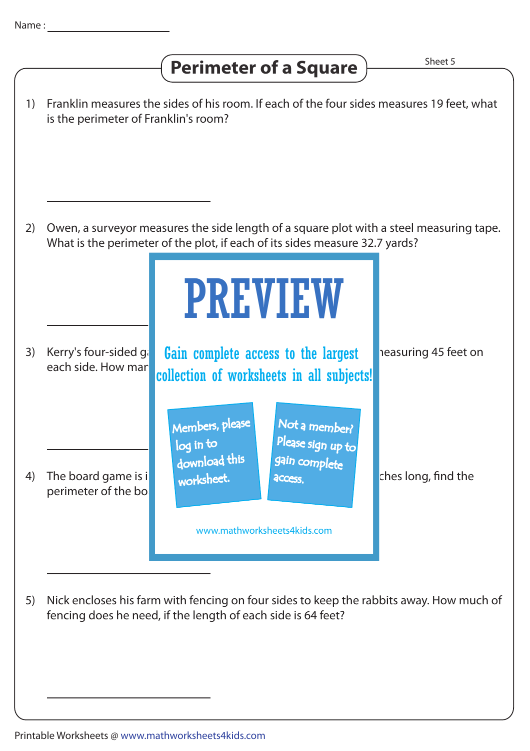Name : ____________________

# Perimeter of a Square

Sheet 5

1) Franklin measures the sides of his room. If each of the four sides measures 19 feet, what is the perimeter of Franklin's room?

____________________

2) Owen, a surveyor measures the side length of a square plot with a steel measuring tape. What is the perimeter of the plot, if each of its sides measure 32.7 yards?

____________________

3) Kerry's four-sided g... measuring 45 feet on each side. How man...

____________________

4) The board game is i... ches long, find the perimeter of the bo...

____________________

PREVIEW

Gain complete access to the largest collection of worksheets in all subjects!

Members, please log in to download this worksheet.

Not a member? Please sign up to gain complete access.

www.mathworksheets4kids.com

5) Nick encloses his farm with fencing on four sides to keep the rabbits away. How much of fencing does he need, if the length of each side is 64 feet?

____________________

Printable Worksheets @ www.mathworksheets4kids.com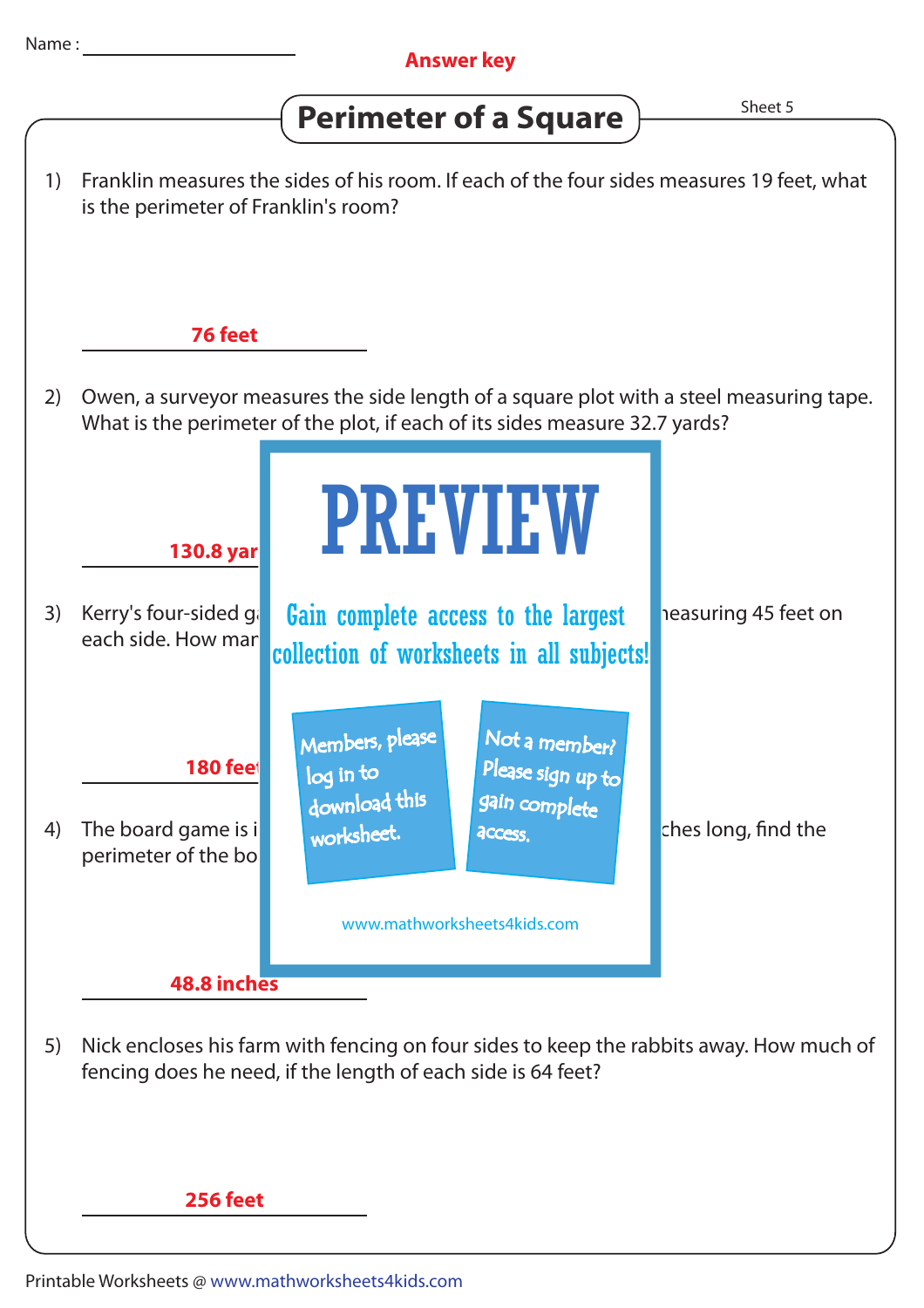Name : ____________________

**Answer key**

# Perimeter of a Square

Sheet 5

1) Franklin measures the sides of his room. If each of the four sides measures 19 feet, what is the perimeter of Franklin's room?

**76 feet**

2) Owen, a surveyor measures the side length of a square plot with a steel measuring tape. What is the perimeter of the plot, if each of its sides measure 32.7 yards?

**130.8 yar**

3) Kerry's four-sided g                                                  neasuring 45 feet on each side. How mar

**180 feet**

4) The board game is i                                                  ches long, find the perimeter of the bo

**48.8 inches**

5) Nick encloses his farm with fencing on four sides to keep the rabbits away. How much of fencing does he need, if the length of each side is 64 feet?

**256 feet**

PREVIEW

Gain complete access to the largest collection of worksheets in all subjects!

Members, please log in to download this worksheet.

Not a member? Please sign up to gain complete access.

www.mathworksheets4kids.com

Printable Worksheets @ www.mathworksheets4kids.com